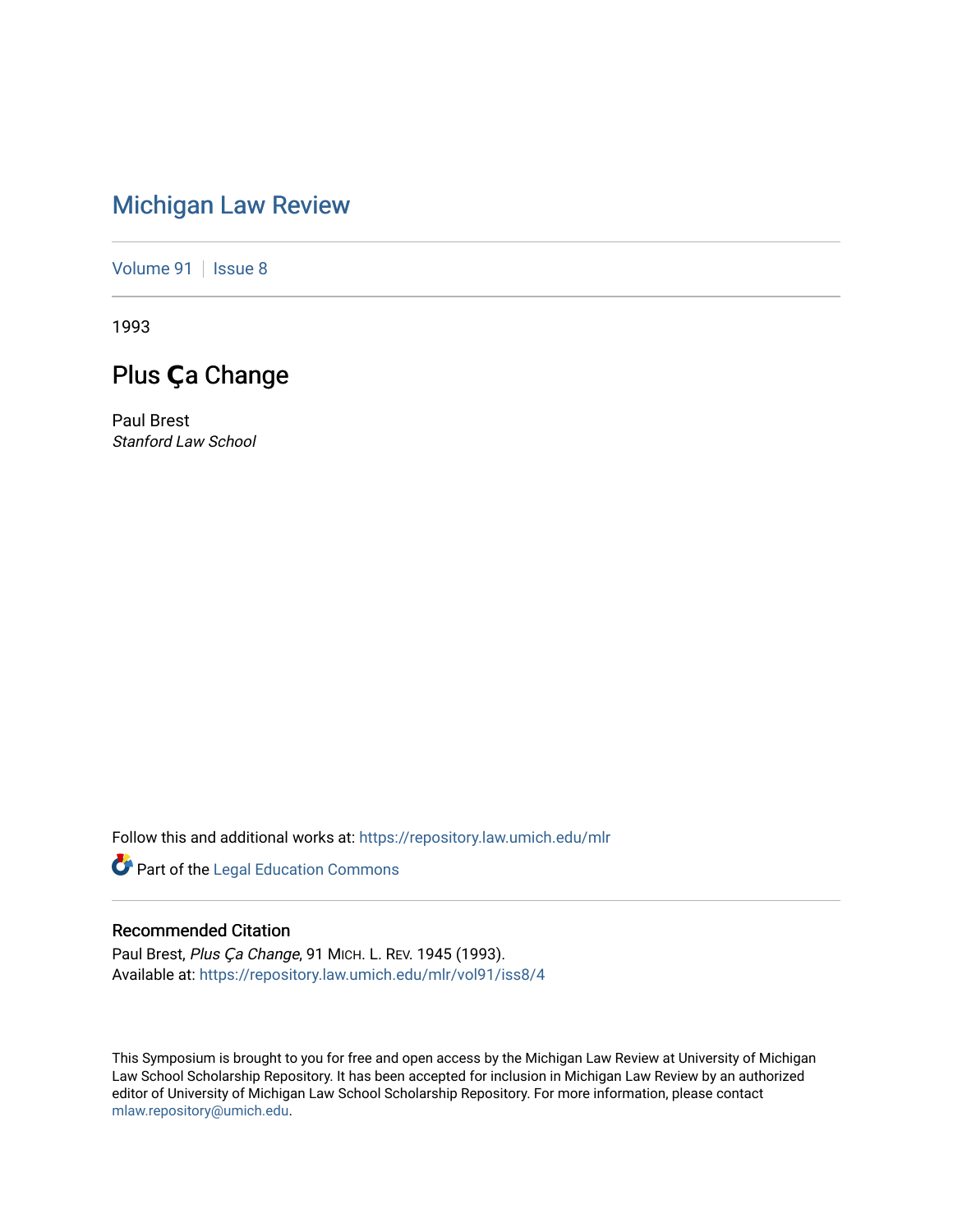# Michigan Law Review

Volume 91 | Issue 8

1993

## Plus Ça Change

Paul Brest
*Stanford Law School*

Follow this and additional works at: https://repository.law.umich.edu/mlr

Part of the Legal Education Commons

### Recommended Citation

Paul Brest, *Plus Ça Change*, 91 MICH. L. REV. 1945 (1993).
Available at: https://repository.law.umich.edu/mlr/vol91/iss8/4

This Symposium is brought to you for free and open access by the Michigan Law Review at University of Michigan Law School Scholarship Repository. It has been accepted for inclusion in Michigan Law Review by an authorized editor of University of Michigan Law School Scholarship Repository. For more information, please contact mlaw.repository@umich.edu.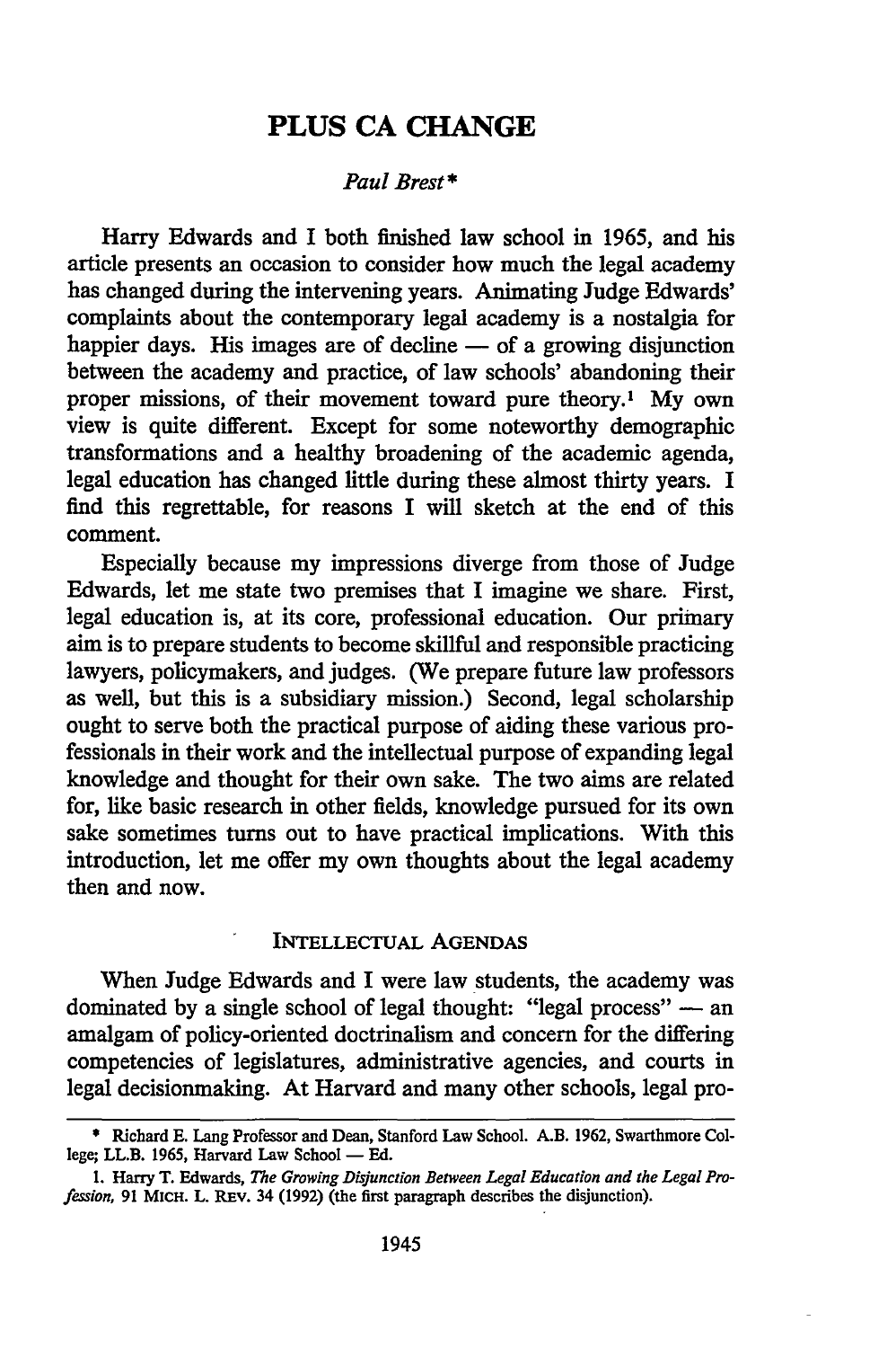# PLUS CA CHANGE

*Paul Brest*\*

Harry Edwards and I both finished law school in 1965, and his article presents an occasion to consider how much the legal academy has changed during the intervening years. Animating Judge Edwards' complaints about the contemporary legal academy is a nostalgia for happier days. His images are of decline — of a growing disjunction between the academy and practice, of law schools' abandoning their proper missions, of their movement toward pure theory.[1] My own view is quite different. Except for some noteworthy demographic transformations and a healthy broadening of the academic agenda, legal education has changed little during these almost thirty years. I find this regrettable, for reasons I will sketch at the end of this comment.

Especially because my impressions diverge from those of Judge Edwards, let me state two premises that I imagine we share. First, legal education is, at its core, professional education. Our primary aim is to prepare students to become skillful and responsible practicing lawyers, policymakers, and judges. (We prepare future law professors as well, but this is a subsidiary mission.) Second, legal scholarship ought to serve both the practical purpose of aiding these various professionals in their work and the intellectual purpose of expanding legal knowledge and thought for their own sake. The two aims are related for, like basic research in other fields, knowledge pursued for its own sake sometimes turns out to have practical implications. With this introduction, let me offer my own thoughts about the legal academy then and now.

## INTELLECTUAL AGENDAS

When Judge Edwards and I were law students, the academy was dominated by a single school of legal thought: "legal process" — an amalgam of policy-oriented doctrinalism and concern for the differing competencies of legislatures, administrative agencies, and courts in legal decisionmaking. At Harvard and many other schools, legal pro-

---

\* Richard E. Lang Professor and Dean, Stanford Law School. A.B. 1962, Swarthmore College; LL.B. 1965, Harvard Law School — Ed.

1. Harry T. Edwards, *The Growing Disjunction Between Legal Education and the Legal Profession*, 91 MICH. L. REV. 34 (1992) (the first paragraph describes the disjunction).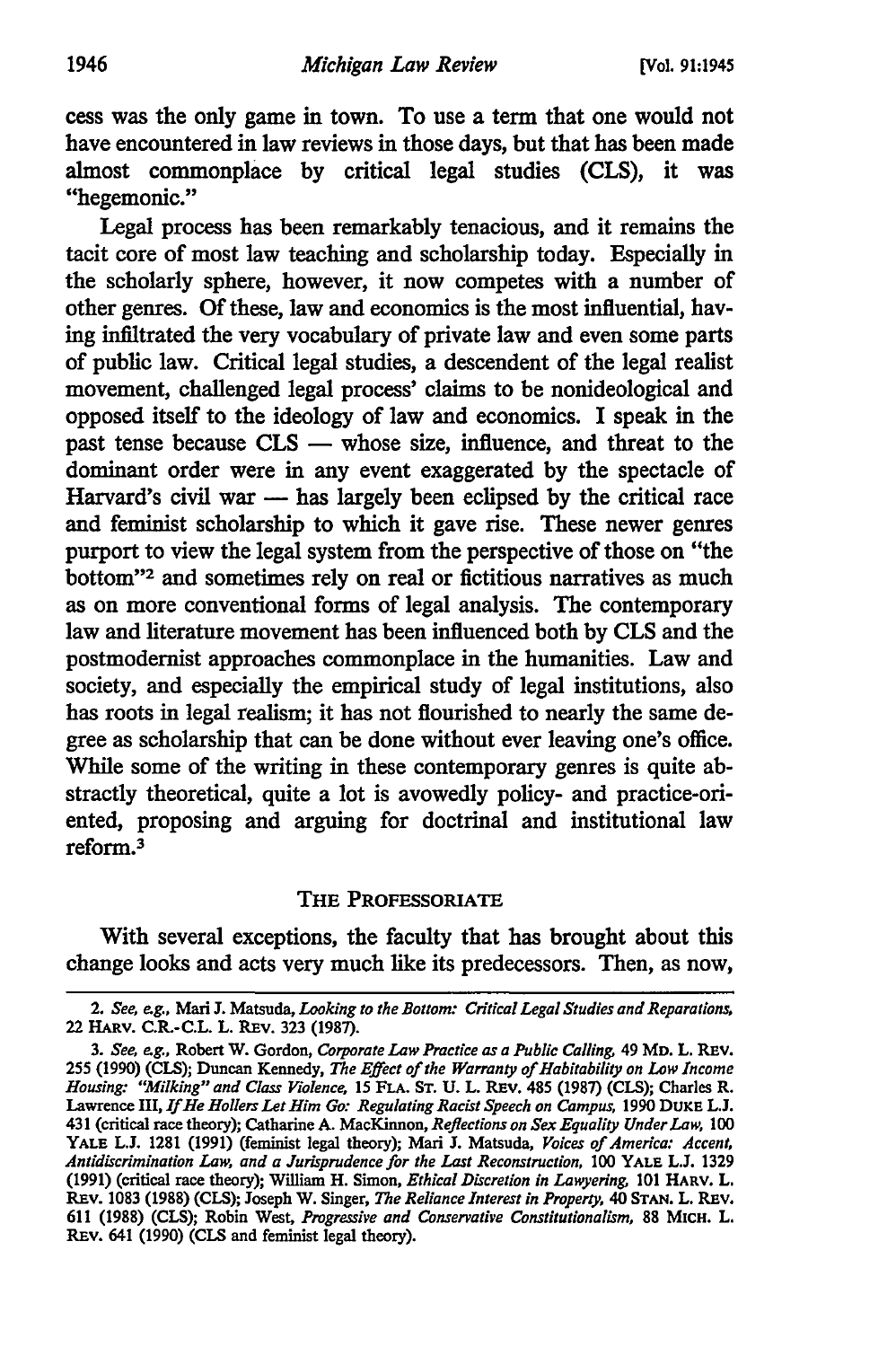cess was the only game in town. To use a term that one would not have encountered in law reviews in those days, but that has been made almost commonplace by critical legal studies (CLS), it was "hegemonic."

Legal process has been remarkably tenacious, and it remains the tacit core of most law teaching and scholarship today. Especially in the scholarly sphere, however, it now competes with a number of other genres. Of these, law and economics is the most influential, having infiltrated the very vocabulary of private law and even some parts of public law. Critical legal studies, a descendent of the legal realist movement, challenged legal process' claims to be nonideological and opposed itself to the ideology of law and economics. I speak in the past tense because CLS — whose size, influence, and threat to the dominant order were in any event exaggerated by the spectacle of Harvard's civil war — has largely been eclipsed by the critical race and feminist scholarship to which it gave rise. These newer genres purport to view the legal system from the perspective of those on "the bottom"[2] and sometimes rely on real or fictitious narratives as much as on more conventional forms of legal analysis. The contemporary law and literature movement has been influenced both by CLS and the postmodernist approaches commonplace in the humanities. Law and society, and especially the empirical study of legal institutions, also has roots in legal realism; it has not flourished to nearly the same degree as scholarship that can be done without ever leaving one's office. While some of the writing in these contemporary genres is quite abstractly theoretical, quite a lot is avowedly policy- and practice-oriented, proposing and arguing for doctrinal and institutional law reform.[3]

## THE PROFESSORIATE

With several exceptions, the faculty that has brought about this change looks and acts very much like its predecessors. Then, as now,

---

2. *See, e.g.*, Mari J. Matsuda, *Looking to the Bottom: Critical Legal Studies and Reparations*, 22 HARV. C.R.-C.L. L. REV. 323 (1987).

3. *See, e.g.*, Robert W. Gordon, *Corporate Law Practice as a Public Calling*, 49 MD. L. REV. 255 (1990) (CLS); Duncan Kennedy, *The Effect of the Warranty of Habitability on Low Income Housing: "Milking" and Class Violence*, 15 FLA. ST. U. L. REV. 485 (1987) (CLS); Charles R. Lawrence III, *If He Hollers Let Him Go: Regulating Racist Speech on Campus*, 1990 DUKE L.J. 431 (critical race theory); Catharine A. MacKinnon, *Reflections on Sex Equality Under Law*, 100 YALE L.J. 1281 (1991) (feminist legal theory); Mari J. Matsuda, *Voices of America: Accent, Antidiscrimination Law, and a Jurisprudence for the Last Reconstruction*, 100 YALE L.J. 1329 (1991) (critical race theory); William H. Simon, *Ethical Discretion in Lawyering*, 101 HARV. L. REV. 1083 (1988) (CLS); Joseph W. Singer, *The Reliance Interest in Property*, 40 STAN. L. REV. 611 (1988) (CLS); Robin West, *Progressive and Conservative Constitutionalism*, 88 MICH. L. REV. 641 (1990) (CLS and feminist legal theory).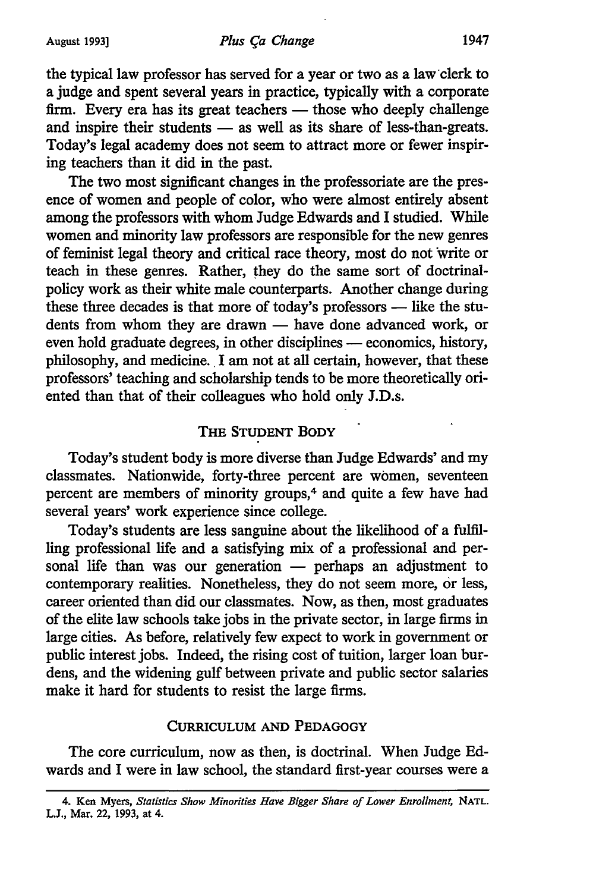the typical law professor has served for a year or two as a law clerk to a judge and spent several years in practice, typically with a corporate firm. Every era has its great teachers — those who deeply challenge and inspire their students — as well as its share of less-than-greats. Today's legal academy does not seem to attract more or fewer inspiring teachers than it did in the past.

The two most significant changes in the professoriate are the presence of women and people of color, who were almost entirely absent among the professors with whom Judge Edwards and I studied. While women and minority law professors are responsible for the new genres of feminist legal theory and critical race theory, most do not write or teach in these genres. Rather, they do the same sort of doctrinal-policy work as their white male counterparts. Another change during these three decades is that more of today's professors — like the students from whom they are drawn — have done advanced work, or even hold graduate degrees, in other disciplines — economics, history, philosophy, and medicine. I am not at all certain, however, that these professors' teaching and scholarship tends to be more theoretically oriented than that of their colleagues who hold only J.D.s.

## THE STUDENT BODY

Today's student body is more diverse than Judge Edwards' and my classmates. Nationwide, forty-three percent are women, seventeen percent are members of minority groups,[4] and quite a few have had several years' work experience since college.

Today's students are less sanguine about the likelihood of a fulfilling professional life and a satisfying mix of a professional and personal life than was our generation — perhaps an adjustment to contemporary realities. Nonetheless, they do not seem more, or less, career oriented than did our classmates. Now, as then, most graduates of the elite law schools take jobs in the private sector, in large firms in large cities. As before, relatively few expect to work in government or public interest jobs. Indeed, the rising cost of tuition, larger loan burdens, and the widening gulf between private and public sector salaries make it hard for students to resist the large firms.

## CURRICULUM AND PEDAGOGY

The core curriculum, now as then, is doctrinal. When Judge Edwards and I were in law school, the standard first-year courses were a

---

4. Ken Myers, *Statistics Show Minorities Have Bigger Share of Lower Enrollment*, NATL. L.J., Mar. 22, 1993, at 4.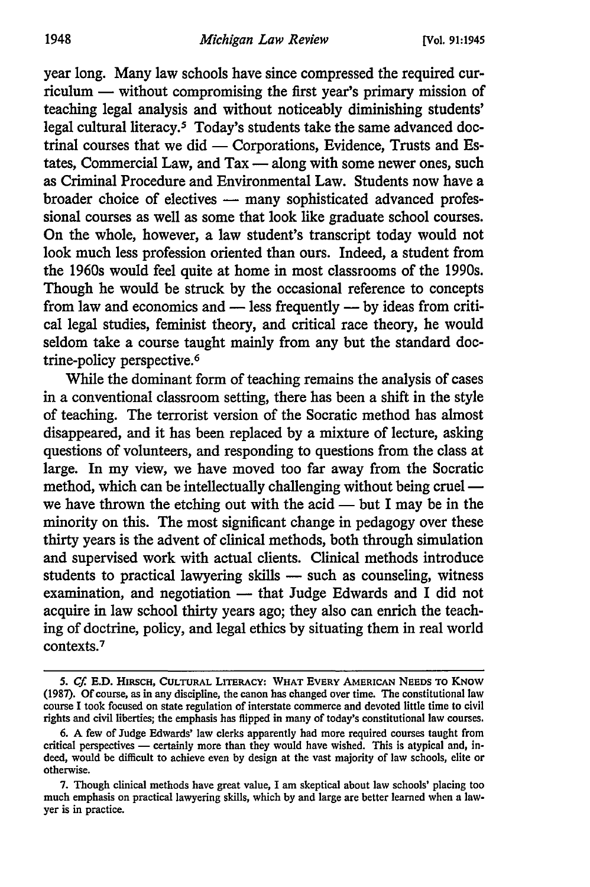year long. Many law schools have since compressed the required curriculum — without compromising the first year's primary mission of teaching legal analysis and without noticeably diminishing students' legal cultural literacy.[5] Today's students take the same advanced doctrinal courses that we did — Corporations, Evidence, Trusts and Estates, Commercial Law, and Tax — along with some newer ones, such as Criminal Procedure and Environmental Law. Students now have a broader choice of electives — many sophisticated advanced professional courses as well as some that look like graduate school courses. On the whole, however, a law student's transcript today would not look much less profession oriented than ours. Indeed, a student from the 1960s would feel quite at home in most classrooms of the 1990s. Though he would be struck by the occasional reference to concepts from law and economics and — less frequently — by ideas from critical legal studies, feminist theory, and critical race theory, he would seldom take a course taught mainly from any but the standard doctrine-policy perspective.[6]

While the dominant form of teaching remains the analysis of cases in a conventional classroom setting, there has been a shift in the style of teaching. The terrorist version of the Socratic method has almost disappeared, and it has been replaced by a mixture of lecture, asking questions of volunteers, and responding to questions from the class at large. In my view, we have moved too far away from the Socratic method, which can be intellectually challenging without being cruel — we have thrown the etching out with the acid — but I may be in the minority on this. The most significant change in pedagogy over these thirty years is the advent of clinical methods, both through simulation and supervised work with actual clients. Clinical methods introduce students to practical lawyering skills — such as counseling, witness examination, and negotiation — that Judge Edwards and I did not acquire in law school thirty years ago; they also can enrich the teaching of doctrine, policy, and legal ethics by situating them in real world contexts.[7]

---

5. *Cf.* E.D. HIRSCH, CULTURAL LITERACY: WHAT EVERY AMERICAN NEEDS TO KNOW (1987). Of course, as in any discipline, the canon has changed over time. The constitutional law course I took focused on state regulation of interstate commerce and devoted little time to civil rights and civil liberties; the emphasis has flipped in many of today's constitutional law courses.

6. A few of Judge Edwards' law clerks apparently had more required courses taught from critical perspectives — certainly more than they would have wished. This is atypical and, indeed, would be difficult to achieve even by design at the vast majority of law schools, elite or otherwise.

7. Though clinical methods have great value, I am skeptical about law schools' placing too much emphasis on practical lawyering skills, which by and large are better learned when a lawyer is in practice.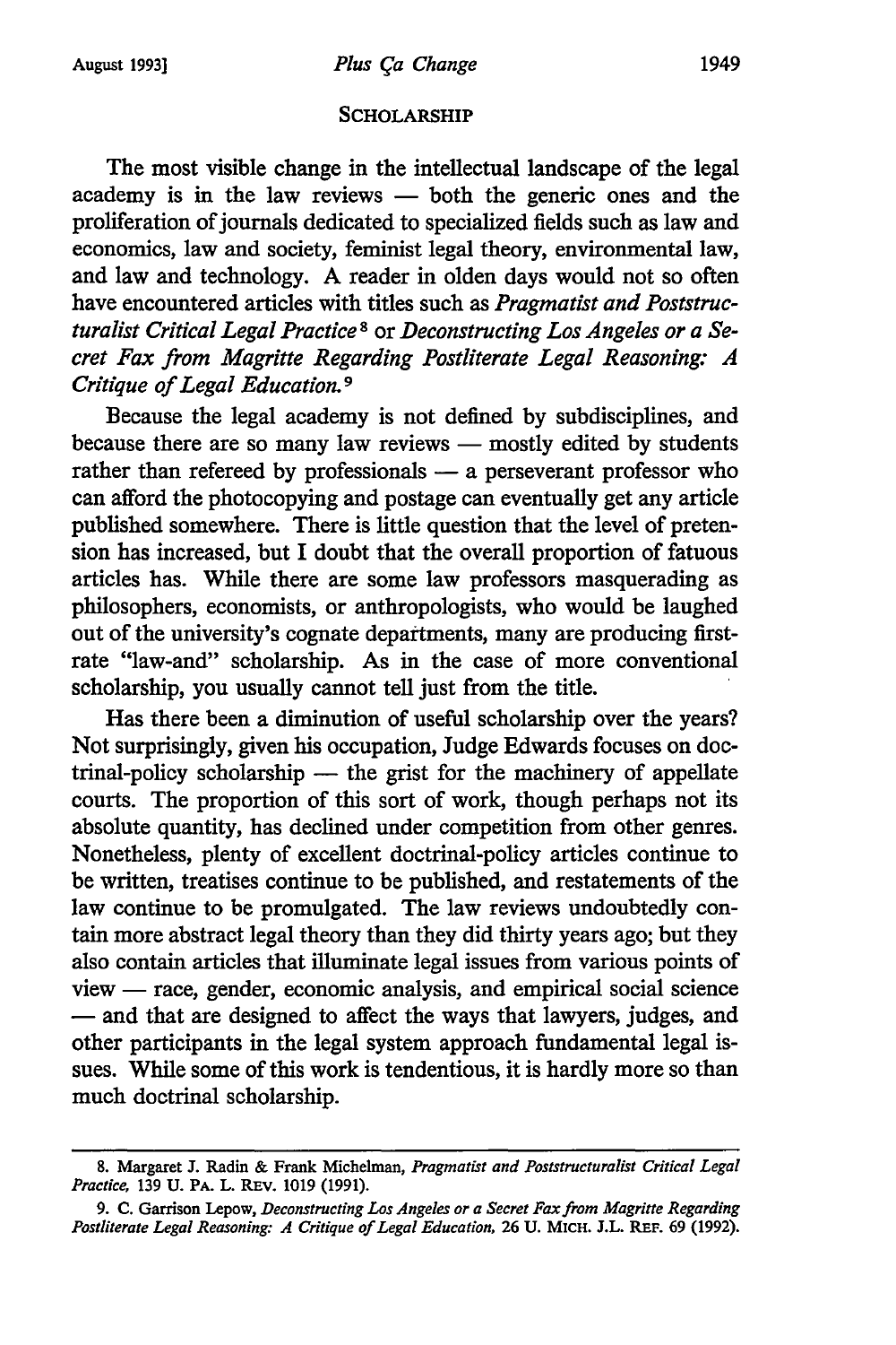## SCHOLARSHIP

The most visible change in the intellectual landscape of the legal academy is in the law reviews — both the generic ones and the proliferation of journals dedicated to specialized fields such as law and economics, law and society, feminist legal theory, environmental law, and law and technology. A reader in olden days would not so often have encountered articles with titles such as *Pragmatist and Poststructuralist Critical Legal Practice*[8] or *Deconstructing Los Angeles or a Secret Fax from Magritte Regarding Postliterate Legal Reasoning: A Critique of Legal Education.*[9]

Because the legal academy is not defined by subdisciplines, and because there are so many law reviews — mostly edited by students rather than refereed by professionals — a perseverant professor who can afford the photocopying and postage can eventually get any article published somewhere. There is little question that the level of pretension has increased, but I doubt that the overall proportion of fatuous articles has. While there are some law professors masquerading as philosophers, economists, or anthropologists, who would be laughed out of the university's cognate departments, many are producing first-rate "law-and" scholarship. As in the case of more conventional scholarship, you usually cannot tell just from the title.

Has there been a diminution of useful scholarship over the years? Not surprisingly, given his occupation, Judge Edwards focuses on doctrinal-policy scholarship — the grist for the machinery of appellate courts. The proportion of this sort of work, though perhaps not its absolute quantity, has declined under competition from other genres. Nonetheless, plenty of excellent doctrinal-policy articles continue to be written, treatises continue to be published, and restatements of the law continue to be promulgated. The law reviews undoubtedly contain more abstract legal theory than they did thirty years ago; but they also contain articles that illuminate legal issues from various points of view — race, gender, economic analysis, and empirical social science — and that are designed to affect the ways that lawyers, judges, and other participants in the legal system approach fundamental legal issues. While some of this work is tendentious, it is hardly more so than much doctrinal scholarship.

---

8. Margaret J. Radin & Frank Michelman, *Pragmatist and Poststructuralist Critical Legal Practice*, 139 U. PA. L. REV. 1019 (1991).

9. C. Garrison Lepow, *Deconstructing Los Angeles or a Secret Fax from Magritte Regarding Postliterate Legal Reasoning: A Critique of Legal Education*, 26 U. MICH. J.L. REF. 69 (1992).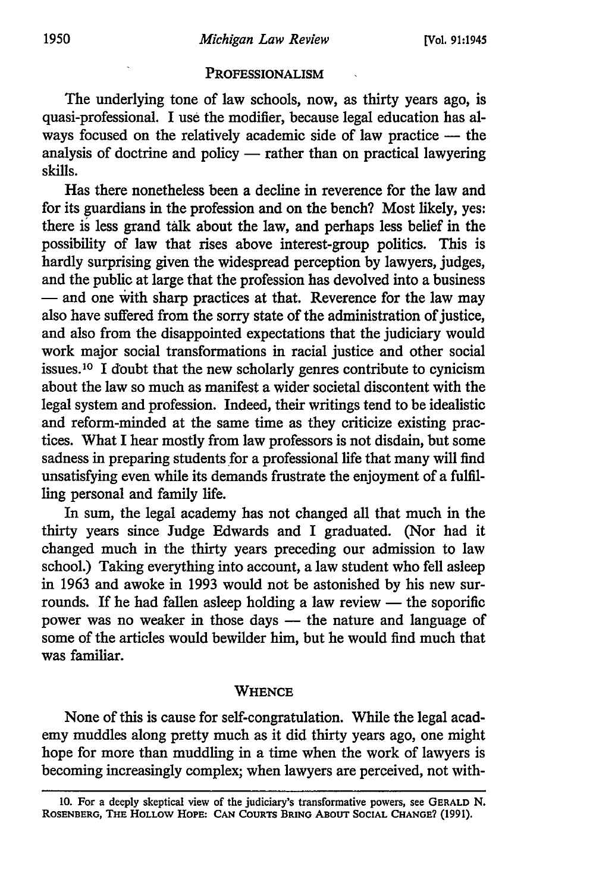## PROFESSIONALISM

The underlying tone of law schools, now, as thirty years ago, is quasi-professional. I use the modifier, because legal education has always focused on the relatively academic side of law practice — the analysis of doctrine and policy — rather than on practical lawyering skills.

Has there nonetheless been a decline in reverence for the law and for its guardians in the profession and on the bench? Most likely, yes: there is less grand talk about the law, and perhaps less belief in the possibility of law that rises above interest-group politics. This is hardly surprising given the widespread perception by lawyers, judges, and the public at large that the profession has devolved into a business — and one with sharp practices at that. Reverence for the law may also have suffered from the sorry state of the administration of justice, and also from the disappointed expectations that the judiciary would work major social transformations in racial justice and other social issues.[10] I doubt that the new scholarly genres contribute to cynicism about the law so much as manifest a wider societal discontent with the legal system and profession. Indeed, their writings tend to be idealistic and reform-minded at the same time as they criticize existing practices. What I hear mostly from law professors is not disdain, but some sadness in preparing students for a professional life that many will find unsatisfying even while its demands frustrate the enjoyment of a fulfilling personal and family life.

In sum, the legal academy has not changed all that much in the thirty years since Judge Edwards and I graduated. (Nor had it changed much in the thirty years preceding our admission to law school.) Taking everything into account, a law student who fell asleep in 1963 and awoke in 1993 would not be astonished by his new surrounds. If he had fallen asleep holding a law review — the soporific power was no weaker in those days — the nature and language of some of the articles would bewilder him, but he would find much that was familiar.

## WHENCE

None of this is cause for self-congratulation. While the legal academy muddles along pretty much as it did thirty years ago, one might hope for more than muddling in a time when the work of lawyers is becoming increasingly complex; when lawyers are perceived, not with-

10. For a deeply skeptical view of the judiciary's transformative powers, see GERALD N. ROSENBERG, THE HOLLOW HOPE: CAN COURTS BRING ABOUT SOCIAL CHANGE? (1991).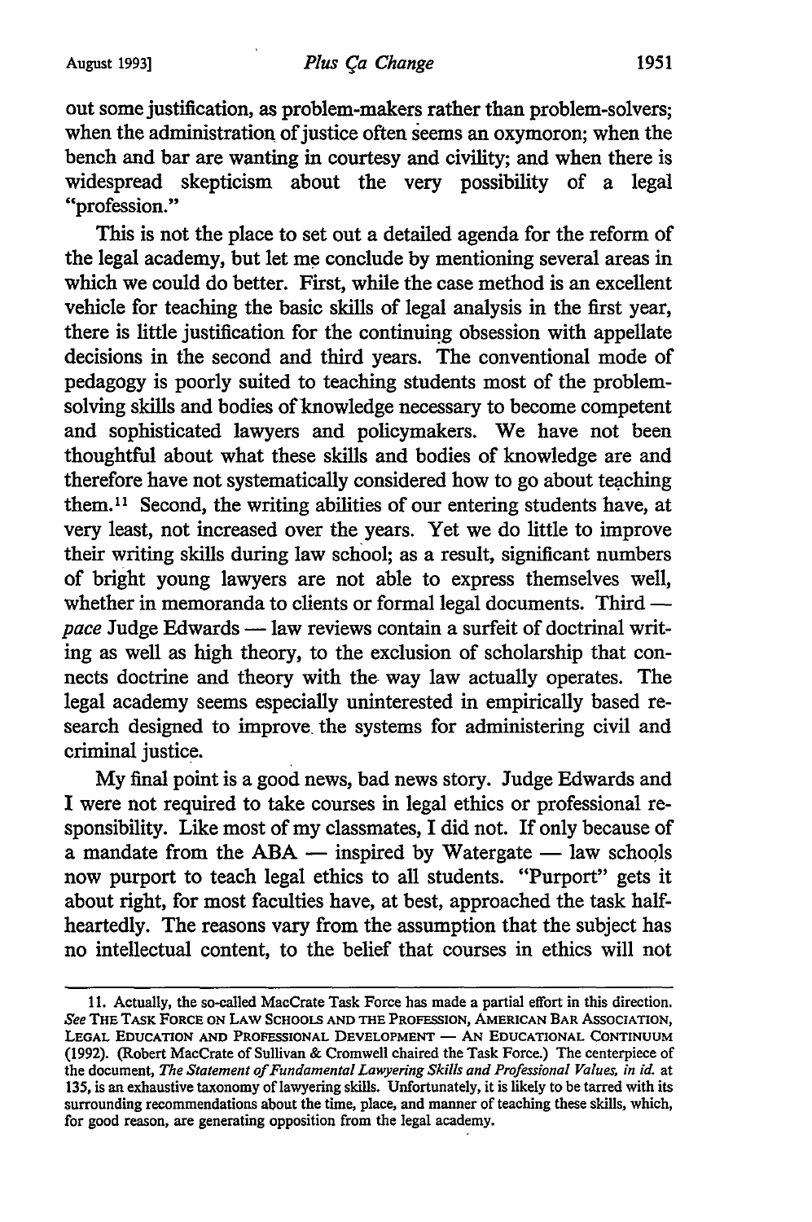out some justification, as problem-makers rather than problem-solvers; when the administration of justice often seems an oxymoron; when the bench and bar are wanting in courtesy and civility; and when there is widespread skepticism about the very possibility of a legal "profession."

This is not the place to set out a detailed agenda for the reform of the legal academy, but let me conclude by mentioning several areas in which we could do better. First, while the case method is an excellent vehicle for teaching the basic skills of legal analysis in the first year, there is little justification for the continuing obsession with appellate decisions in the second and third years. The conventional mode of pedagogy is poorly suited to teaching students most of the problem-solving skills and bodies of knowledge necessary to become competent and sophisticated lawyers and policymakers. We have not been thoughtful about what these skills and bodies of knowledge are and therefore have not systematically considered how to go about teaching them.[11] Second, the writing abilities of our entering students have, at very least, not increased over the years. Yet we do little to improve their writing skills during law school; as a result, significant numbers of bright young lawyers are not able to express themselves well, whether in memoranda to clients or formal legal documents. Third — *pace* Judge Edwards — law reviews contain a surfeit of doctrinal writing as well as high theory, to the exclusion of scholarship that connects doctrine and theory with the way law actually operates. The legal academy seems especially uninterested in empirically based research designed to improve the systems for administering civil and criminal justice.

My final point is a good news, bad news story. Judge Edwards and I were not required to take courses in legal ethics or professional responsibility. Like most of my classmates, I did not. If only because of a mandate from the ABA — inspired by Watergate — law schools now purport to teach legal ethics to all students. "Purport" gets it about right, for most faculties have, at best, approached the task half-heartedly. The reasons vary from the assumption that the subject has no intellectual content, to the belief that courses in ethics will not

---

11. Actually, the so-called MacCrate Task Force has made a partial effort in this direction. *See* THE TASK FORCE ON LAW SCHOOLS AND THE PROFESSION, AMERICAN BAR ASSOCIATION, LEGAL EDUCATION AND PROFESSIONAL DEVELOPMENT — AN EDUCATIONAL CONTINUUM (1992). (Robert MacCrate of Sullivan & Cromwell chaired the Task Force.) The centerpiece of the document, *The Statement of Fundamental Lawyering Skills and Professional Values*, *in id.* at 135, is an exhaustive taxonomy of lawyering skills. Unfortunately, it is likely to be tarred with its surrounding recommendations about the time, place, and manner of teaching these skills, which, for good reason, are generating opposition from the legal academy.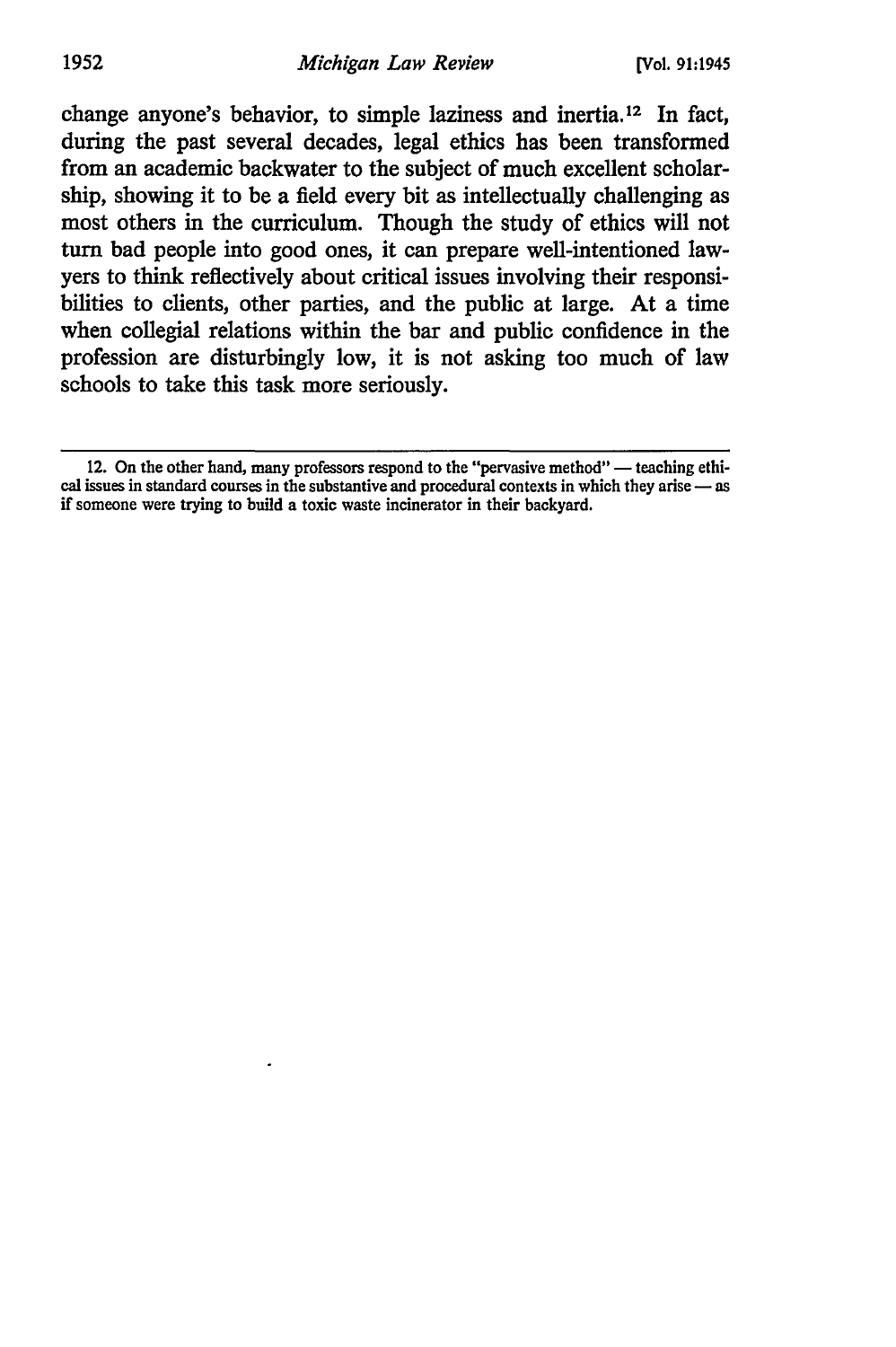change anyone's behavior, to simple laziness and inertia.[12] In fact, during the past several decades, legal ethics has been transformed from an academic backwater to the subject of much excellent scholarship, showing it to be a field every bit as intellectually challenging as most others in the curriculum. Though the study of ethics will not turn bad people into good ones, it can prepare well-intentioned lawyers to think reflectively about critical issues involving their responsibilities to clients, other parties, and the public at large. At a time when collegial relations within the bar and public confidence in the profession are disturbingly low, it is not asking too much of law schools to take this task more seriously.

---

12. On the other hand, many professors respond to the "pervasive method" — teaching ethical issues in standard courses in the substantive and procedural contexts in which they arise — as if someone were trying to build a toxic waste incinerator in their backyard.